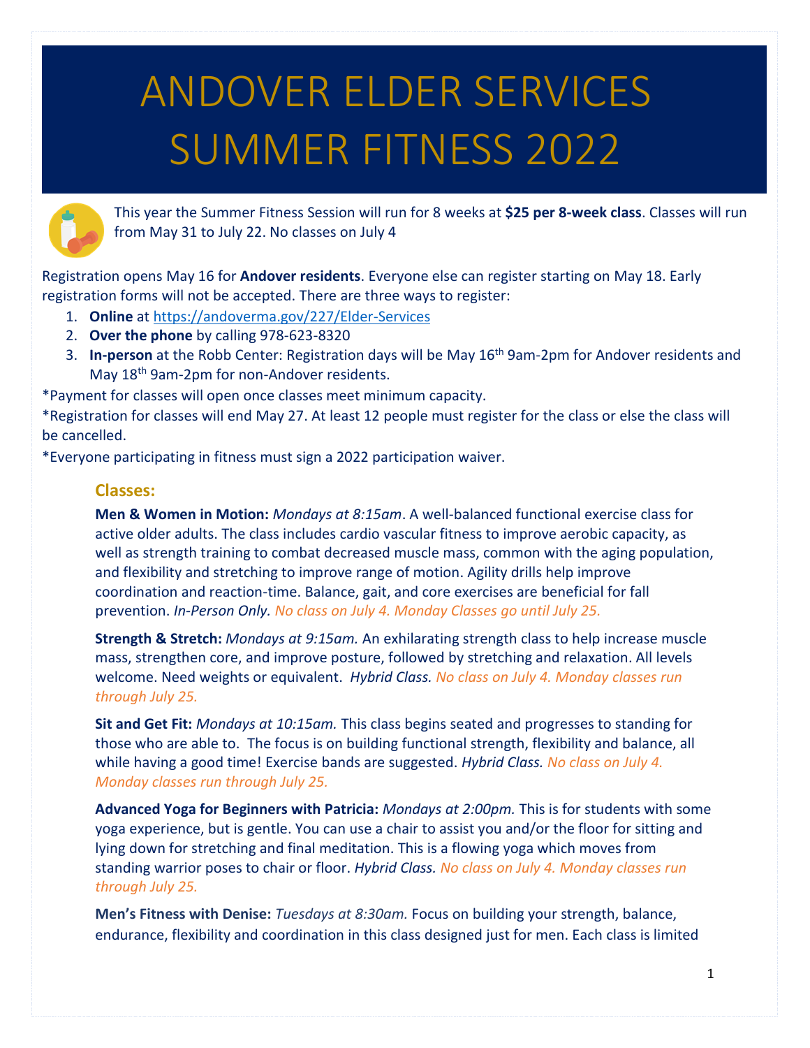# ANDOVER ELDER SERVICES SUMMER FITNESS 2022

This year the Summer Fitness Session will run for 8 weeks at **$25 per 8-week class**. Classes will run from May 31 to July 22. No classes on July 4

Registration opens May 16 for **Andover residents**. Everyone else can register starting on May 18. Early registration forms will not be accepted. There are three ways to register:

1. **Online** at https://andoverma.gov/227/Elder-Services
2. **Over the phone** by calling 978-623-8320
3. **In-person** at the Robb Center: Registration days will be May 16th 9am-2pm for Andover residents and May 18th 9am-2pm for non-Andover residents.

*Payment for classes will open once classes meet minimum capacity.

*Registration for classes will end May 27. At least 12 people must register for the class or else the class will be cancelled.

*Everyone participating in fitness must sign a 2022 participation waiver.

## Classes:

**Men & Women in Motion:** *Mondays at 8:15am*. A well-balanced functional exercise class for active older adults. The class includes cardio vascular fitness to improve aerobic capacity, as well as strength training to combat decreased muscle mass, common with the aging population, and flexibility and stretching to improve range of motion. Agility drills help improve coordination and reaction-time. Balance, gait, and core exercises are beneficial for fall prevention. *In-Person Only. No class on July 4. Monday Classes go until July 25.*

**Strength & Stretch:** *Mondays at 9:15am.* An exhilarating strength class to help increase muscle mass, strengthen core, and improve posture, followed by stretching and relaxation. All levels welcome. Need weights or equivalent. *Hybrid Class. No class on July 4. Monday classes run through July 25.*

**Sit and Get Fit:** *Mondays at 10:15am.* This class begins seated and progresses to standing for those who are able to. The focus is on building functional strength, flexibility and balance, all while having a good time! Exercise bands are suggested. *Hybrid Class. No class on July 4. Monday classes run through July 25.*

**Advanced Yoga for Beginners with Patricia:** *Mondays at 2:00pm.* This is for students with some yoga experience, but is gentle. You can use a chair to assist you and/or the floor for sitting and lying down for stretching and final meditation. This is a flowing yoga which moves from standing warrior poses to chair or floor. *Hybrid Class. No class on July 4. Monday classes run through July 25.*

**Men's Fitness with Denise:** *Tuesdays at 8:30am.* Focus on building your strength, balance, endurance, flexibility and coordination in this class designed just for men. Each class is limited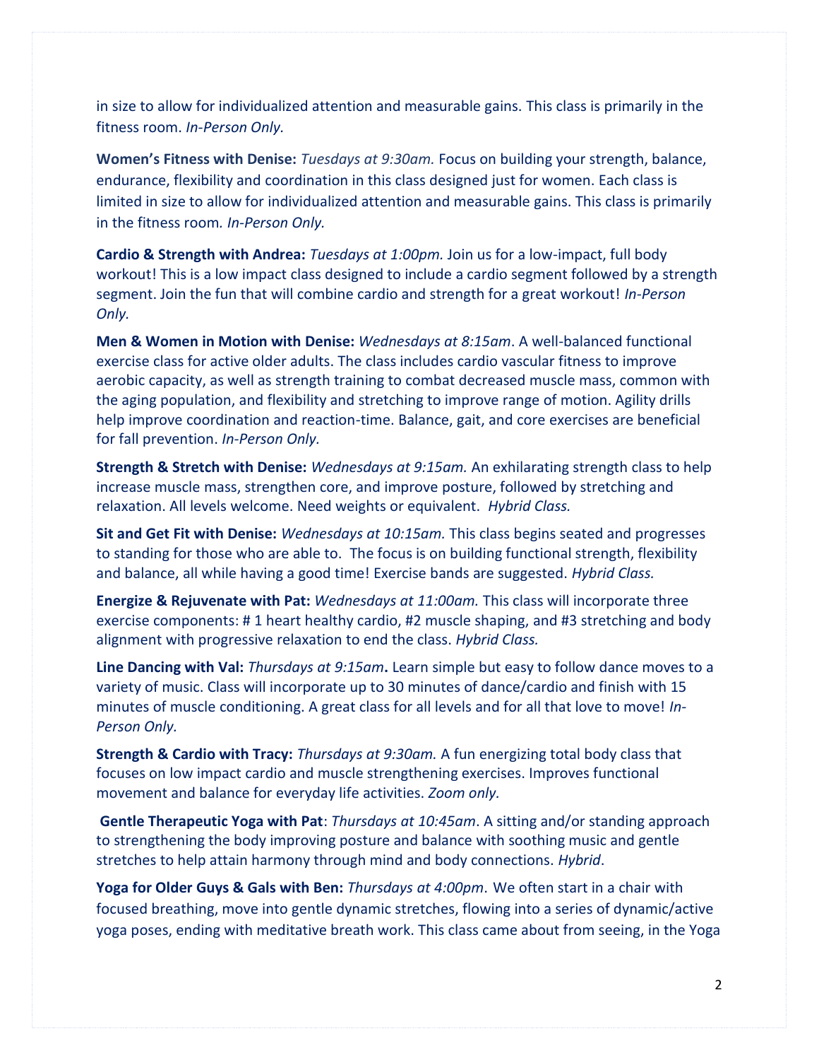in size to allow for individualized attention and measurable gains. This class is primarily in the fitness room. *In-Person Only.*

**Women's Fitness with Denise:** *Tuesdays at 9:30am.* Focus on building your strength, balance, endurance, flexibility and coordination in this class designed just for women. Each class is limited in size to allow for individualized attention and measurable gains. This class is primarily in the fitness room. *In-Person Only.*

**Cardio & Strength with Andrea:** *Tuesdays at 1:00pm.* Join us for a low-impact, full body workout! This is a low impact class designed to include a cardio segment followed by a strength segment. Join the fun that will combine cardio and strength for a great workout! *In-Person Only.*

**Men & Women in Motion with Denise:** *Wednesdays at 8:15am*. A well-balanced functional exercise class for active older adults. The class includes cardio vascular fitness to improve aerobic capacity, as well as strength training to combat decreased muscle mass, common with the aging population, and flexibility and stretching to improve range of motion. Agility drills help improve coordination and reaction-time. Balance, gait, and core exercises are beneficial for fall prevention. *In-Person Only.*

**Strength & Stretch with Denise:** *Wednesdays at 9:15am.* An exhilarating strength class to help increase muscle mass, strengthen core, and improve posture, followed by stretching and relaxation. All levels welcome. Need weights or equivalent. *Hybrid Class.*

**Sit and Get Fit with Denise:** *Wednesdays at 10:15am.* This class begins seated and progresses to standing for those who are able to. The focus is on building functional strength, flexibility and balance, all while having a good time! Exercise bands are suggested. *Hybrid Class.*

**Energize & Rejuvenate with Pat:** *Wednesdays at 11:00am.* This class will incorporate three exercise components: # 1 heart healthy cardio, #2 muscle shaping, and #3 stretching and body alignment with progressive relaxation to end the class. *Hybrid Class.*

**Line Dancing with Val:** *Thursdays at 9:15am***.** Learn simple but easy to follow dance moves to a variety of music. Class will incorporate up to 30 minutes of dance/cardio and finish with 15 minutes of muscle conditioning. A great class for all levels and for all that love to move! *In-Person Only.*

**Strength & Cardio with Tracy:** *Thursdays at 9:30am.* A fun energizing total body class that focuses on low impact cardio and muscle strengthening exercises. Improves functional movement and balance for everyday life activities. *Zoom only.*

**Gentle Therapeutic Yoga with Pat**: *Thursdays at 10:45am*. A sitting and/or standing approach to strengthening the body improving posture and balance with soothing music and gentle stretches to help attain harmony through mind and body connections. *Hybrid*.

**Yoga for Older Guys & Gals with Ben:** *Thursdays at 4:00pm*. We often start in a chair with focused breathing, move into gentle dynamic stretches, flowing into a series of dynamic/active yoga poses, ending with meditative breath work. This class came about from seeing, in the Yoga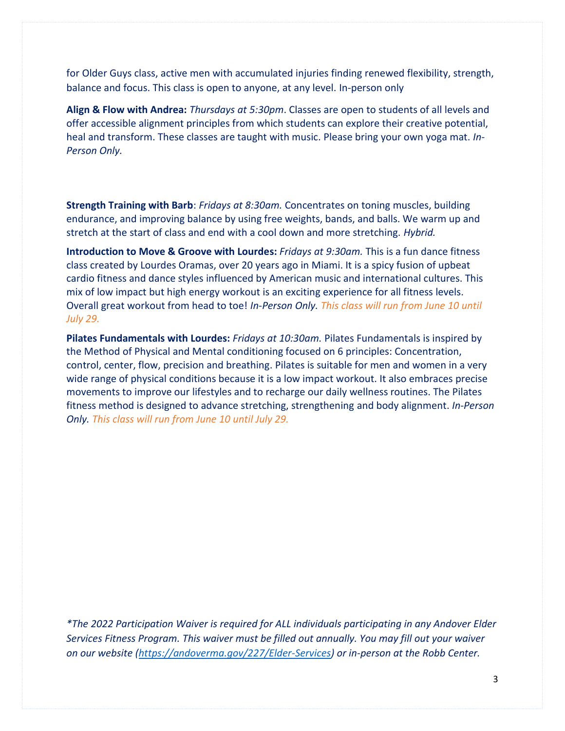for Older Guys class, active men with accumulated injuries finding renewed flexibility, strength, balance and focus. This class is open to anyone, at any level. In-person only

**Align & Flow with Andrea:** *Thursdays at 5:30pm*. Classes are open to students of all levels and offer accessible alignment principles from which students can explore their creative potential, heal and transform. These classes are taught with music. Please bring your own yoga mat. *In-Person Only.*

**Strength Training with Barb**: *Fridays at 8:30am.* Concentrates on toning muscles, building endurance, and improving balance by using free weights, bands, and balls. We warm up and stretch at the start of class and end with a cool down and more stretching. *Hybrid.*

**Introduction to Move & Groove with Lourdes:** *Fridays at 9:30am.* This is a fun dance fitness class created by Lourdes Oramas, over 20 years ago in Miami. It is a spicy fusion of upbeat cardio fitness and dance styles influenced by American music and international cultures. This mix of low impact but high energy workout is an exciting experience for all fitness levels. Overall great workout from head to toe! *In-Person Only. This class will run from June 10 until July 29.*

**Pilates Fundamentals with Lourdes:** *Fridays at 10:30am.* Pilates Fundamentals is inspired by the Method of Physical and Mental conditioning focused on 6 principles: Concentration, control, center, flow, precision and breathing. Pilates is suitable for men and women in a very wide range of physical conditions because it is a low impact workout. It also embraces precise movements to improve our lifestyles and to recharge our daily wellness routines. The Pilates fitness method is designed to advance stretching, strengthening and body alignment. *In-Person Only. This class will run from June 10 until July 29.*

*\*The 2022 Participation Waiver is required for ALL individuals participating in any Andover Elder Services Fitness Program. This waiver must be filled out annually. You may fill out your waiver on our website (https://andoverma.gov/227/Elder-Services) or in-person at the Robb Center.*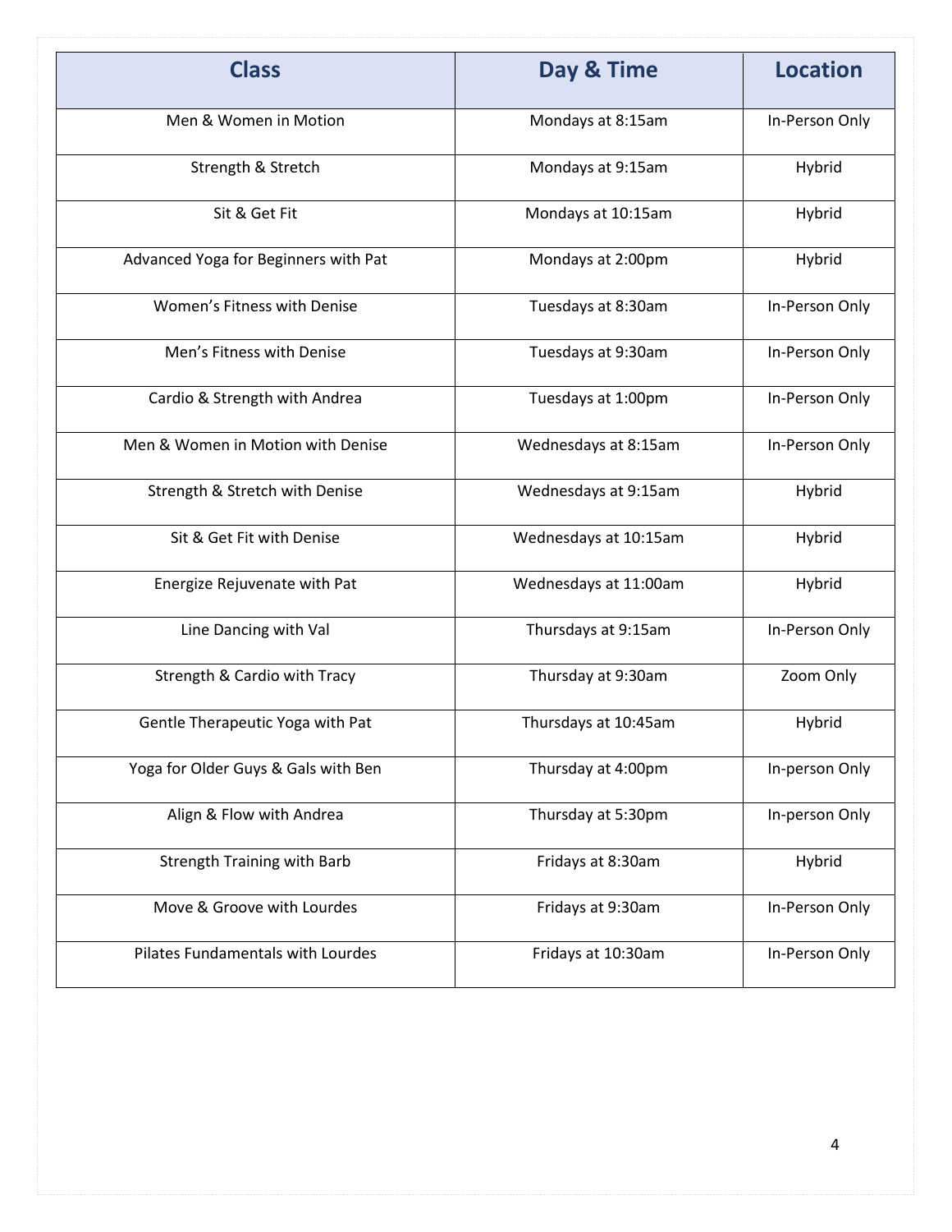| Class | Day & Time | Location |
| --- | --- | --- |
| Men & Women in Motion | Mondays at 8:15am | In-Person Only |
| Strength & Stretch | Mondays at 9:15am | Hybrid |
| Sit & Get Fit | Mondays at 10:15am | Hybrid |
| Advanced Yoga for Beginners with Pat | Mondays at 2:00pm | Hybrid |
| Women's Fitness with Denise | Tuesdays at 8:30am | In-Person Only |
| Men's Fitness with Denise | Tuesdays at 9:30am | In-Person Only |
| Cardio & Strength with Andrea | Tuesdays at 1:00pm | In-Person Only |
| Men & Women in Motion with Denise | Wednesdays at 8:15am | In-Person Only |
| Strength & Stretch with Denise | Wednesdays at 9:15am | Hybrid |
| Sit & Get Fit with Denise | Wednesdays at 10:15am | Hybrid |
| Energize Rejuvenate with Pat | Wednesdays at 11:00am | Hybrid |
| Line Dancing with Val | Thursdays at 9:15am | In-Person Only |
| Strength & Cardio with Tracy | Thursday at 9:30am | Zoom Only |
| Gentle Therapeutic Yoga with Pat | Thursdays at 10:45am | Hybrid |
| Yoga for Older Guys & Gals with Ben | Thursday at 4:00pm | In-person Only |
| Align & Flow with Andrea | Thursday at 5:30pm | In-person Only |
| Strength Training with Barb | Fridays at 8:30am | Hybrid |
| Move & Groove with Lourdes | Fridays at 9:30am | In-Person Only |
| Pilates Fundamentals with Lourdes | Fridays at 10:30am | In-Person Only |